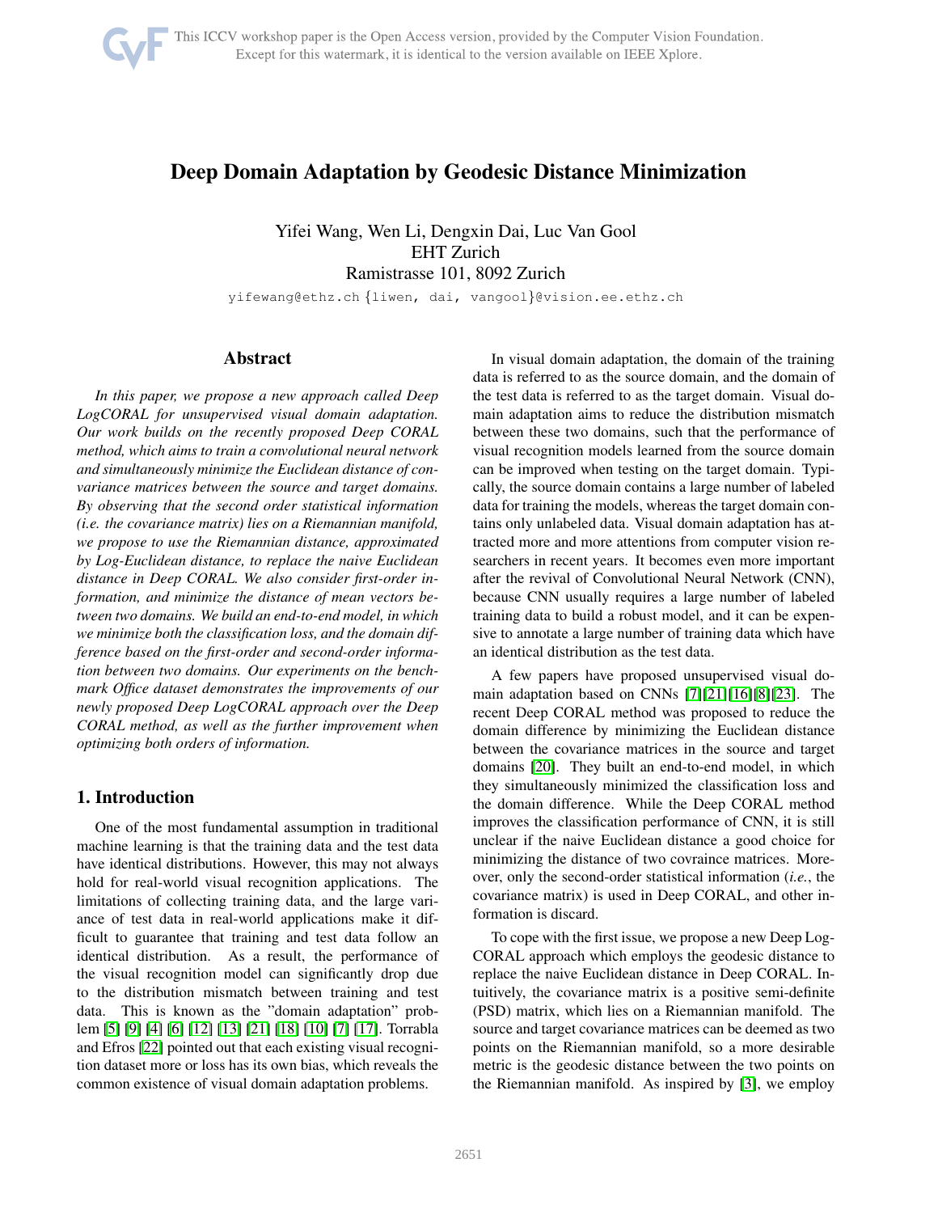# Deep Domain Adaptation by Geodesic Distance Minimization

Yifei Wang, Wen Li, Dengxin Dai, Luc Van Gool
EHT Zurich
Ramistrasse 101, 8092 Zurich

yifewang@ethz.ch {liwen, dai, vangool}@vision.ee.ethz.ch

## Abstract

*In this paper, we propose a new approach called Deep LogCORAL for unsupervised visual domain adaptation. Our work builds on the recently proposed Deep CORAL method, which aims to train a convolutional neural network and simultaneously minimize the Euclidean distance of covariance matrices between the source and target domains. By observing that the second order statistical information (i.e. the covariance matrix) lies on a Riemannian manifold, we propose to use the Riemannian distance, approximated by Log-Euclidean distance, to replace the naive Euclidean distance in Deep CORAL. We also consider first-order information, and minimize the distance of mean vectors between two domains. We build an end-to-end model, in which we minimize both the classification loss, and the domain difference based on the first-order and second-order information between two domains. Our experiments on the benchmark Office dataset demonstrates the improvements of our newly proposed Deep LogCORAL approach over the Deep CORAL method, as well as the further improvement when optimizing both orders of information.*

## 1. Introduction

One of the most fundamental assumption in traditional machine learning is that the training data and the test data have identical distributions. However, this may not always hold for real-world visual recognition applications. The limitations of collecting training data, and the large variance of test data in real-world applications make it difficult to guarantee that training and test data follow an identical distribution. As a result, the performance of the visual recognition model can significantly drop due to the distribution mismatch between training and test data. This is known as the "domain adaptation" problem [5] [9] [4] [6] [12] [13] [21] [18] [10] [7] [17]. Torrabla and Efros [22] pointed out that each existing visual recognition dataset more or less has its own bias, which reveals the common existence of visual domain adaptation problems.

In visual domain adaptation, the domain of the training data is referred to as the source domain, and the domain of the test data is referred to as the target domain. Visual domain adaptation aims to reduce the distribution mismatch between these two domains, such that the performance of visual recognition models learned from the source domain can be improved when testing on the target domain. Typically, the source domain contains a large number of labeled data for training the models, whereas the target domain contains only unlabeled data. Visual domain adaptation has attracted more and more attentions from computer vision researchers in recent years. It becomes even more important after the revival of Convolutional Neural Network (CNN), because CNN usually requires a large number of labeled training data to build a robust model, and it can be expensive to annotate a large number of training data which have an identical distribution as the test data.

A few papers have proposed unsupervised visual domain adaptation based on CNNs [7][21][16][8][23]. The recent Deep CORAL method was proposed to reduce the domain difference by minimizing the Euclidean distance between the covariance matrices in the source and target domains [20]. They built an end-to-end model, in which they simultaneously minimized the classification loss and the domain difference. While the Deep CORAL method improves the classification performance of CNN, it is still unclear if the naive Euclidean distance a good choice for minimizing the distance of two covraince matrices. Moreover, only the second-order statistical information (*i.e.*, the covariance matrix) is used in Deep CORAL, and other information is discard.

To cope with the first issue, we propose a new Deep LogCORAL approach which employs the geodesic distance to replace the naive Euclidean distance in Deep CORAL. Intuitively, the covariance matrix is a positive semi-definite (PSD) matrix, which lies on a Riemannian manifold. The source and target covariance matrices can be deemed as two points on the Riemannian manifold, so a more desirable metric is the geodesic distance between the two points on the Riemannian manifold. As inspired by [3], we employ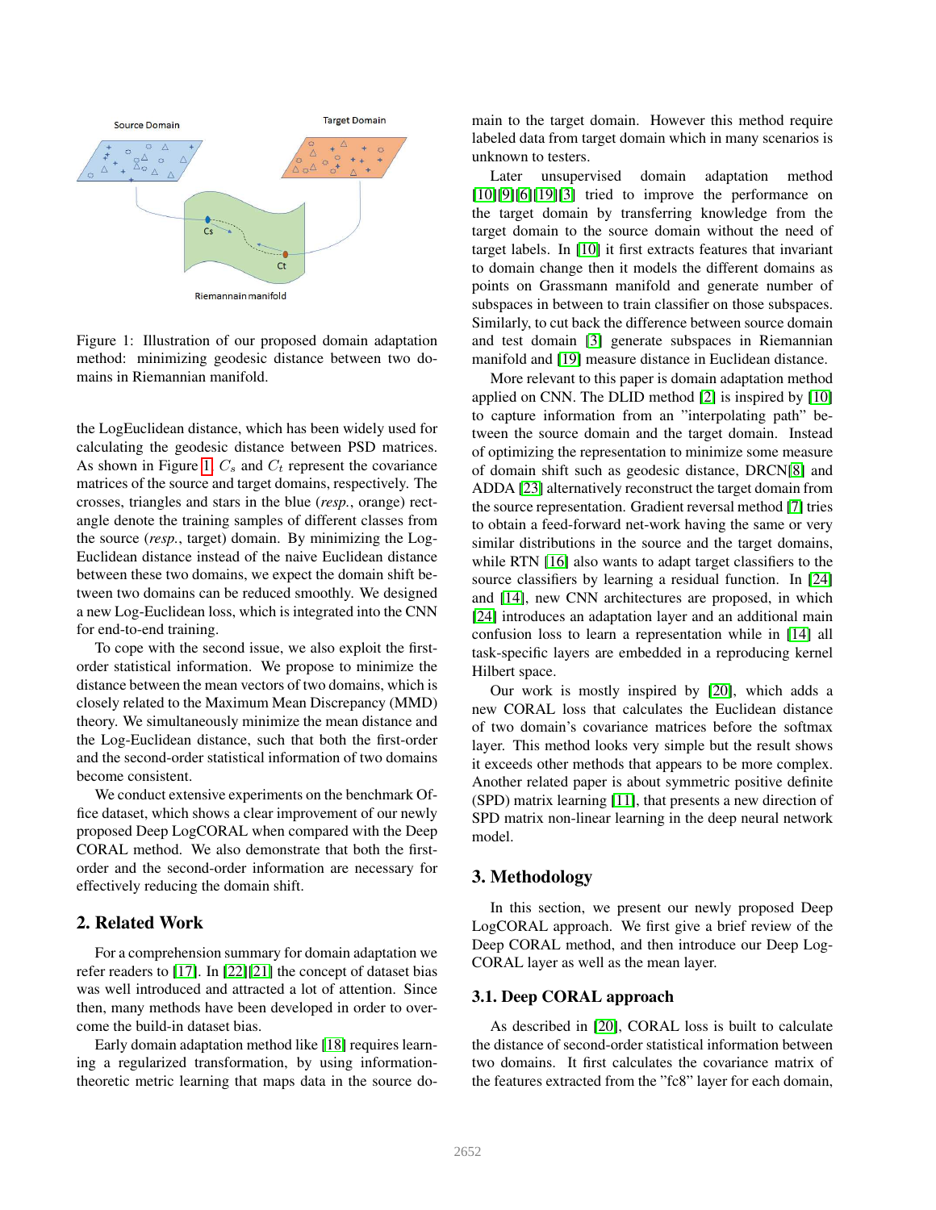Figure 1: Illustration of our proposed domain adaptation method: minimizing geodesic distance between two domains in Riemannian manifold.

the LogEuclidean distance, which has been widely used for calculating the geodesic distance between PSD matrices. As shown in Figure 1, $C_s$ and $C_t$ represent the covariance matrices of the source and target domains, respectively. The crosses, triangles and stars in the blue (*resp.*, orange) rectangle denote the training samples of different classes from the source (*resp.*, target) domain. By minimizing the Log-Euclidean distance instead of the naive Euclidean distance between these two domains, we expect the domain shift between two domains can be reduced smoothly. We designed a new Log-Euclidean loss, which is integrated into the CNN for end-to-end training.

To cope with the second issue, we also exploit the first-order statistical information. We propose to minimize the distance between the mean vectors of two domains, which is closely related to the Maximum Mean Discrepancy (MMD) theory. We simultaneously minimize the mean distance and the Log-Euclidean distance, such that both the first-order and the second-order statistical information of two domains become consistent.

We conduct extensive experiments on the benchmark Office dataset, which shows a clear improvement of our newly proposed Deep LogCORAL when compared with the Deep CORAL method. We also demonstrate that both the first-order and the second-order information are necessary for effectively reducing the domain shift.

## 2. Related Work

For a comprehension summary for domain adaptation we refer readers to [17]. In [22][21] the concept of dataset bias was well introduced and attracted a lot of attention. Since then, many methods have been developed in order to overcome the build-in dataset bias.

Early domain adaptation method like [18] requires learning a regularized transformation, by using information-theoretic metric learning that maps data in the source domain to the target domain. However this method require labeled data from target domain which in many scenarios is unknown to testers.

Later unsupervised domain adaptation method [10][9][6][19][3] tried to improve the performance on the target domain by transferring knowledge from the target domain to the source domain without the need of target labels. In [10] it first extracts features that invariant to domain change then it models the different domains as points on Grassmann manifold and generate number of subspaces in between to train classifier on those subspaces. Similarly, to cut back the difference between source domain and test domain [3] generate subspaces in Riemannian manifold and [19] measure distance in Euclidean distance.

More relevant to this paper is domain adaptation method applied on CNN. The DLID method [2] is inspired by [10] to capture information from an "interpolating path" between the source domain and the target domain. Instead of optimizing the representation to minimize some measure of domain shift such as geodesic distance, DRCN[8] and ADDA [23] alternatively reconstruct the target domain from the source representation. Gradient reversal method [7] tries to obtain a feed-forward net-work having the same or very similar distributions in the source and the target domains, while RTN [16] also wants to adapt target classifiers to the source classifiers by learning a residual function. In [24] and [14], new CNN architectures are proposed, in which [24] introduces an adaptation layer and an additional main confusion loss to learn a representation while in [14] all task-specific layers are embedded in a reproducing kernel Hilbert space.

Our work is mostly inspired by [20], which adds a new CORAL loss that calculates the Euclidean distance of two domain's covariance matrices before the softmax layer. This method looks very simple but the result shows it exceeds other methods that appears to be more complex. Another related paper is about symmetric positive definite (SPD) matrix learning [11], that presents a new direction of SPD matrix non-linear learning in the deep neural network model.

## 3. Methodology

In this section, we present our newly proposed Deep LogCORAL approach. We first give a brief review of the Deep CORAL method, and then introduce our Deep Log-CORAL layer as well as the mean layer.

### 3.1. Deep CORAL approach

As described in [20], CORAL loss is built to calculate the distance of second-order statistical information between two domains. It first calculates the covariance matrix of the features extracted from the "fc8" layer for each domain,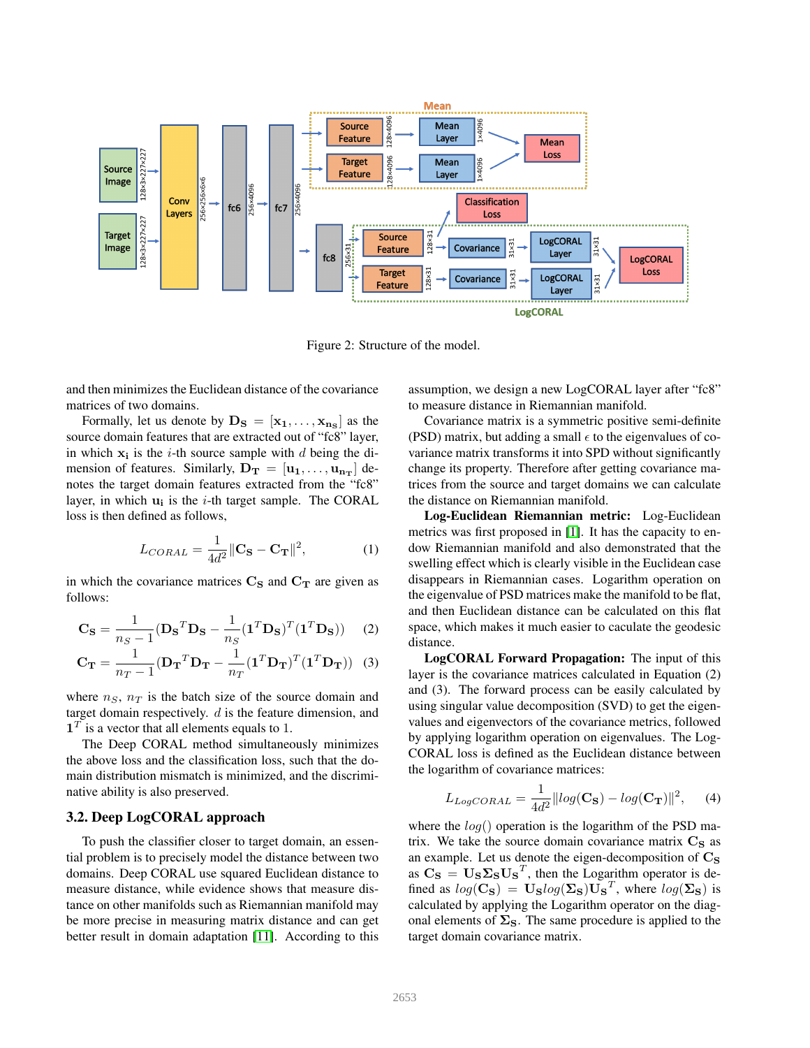Figure 2: Structure of the model.

and then minimizes the Euclidean distance of the covariance matrices of two domains.

Formally, let us denote by $\mathbf{D_S} = [\mathbf{x_1}, \dots, \mathbf{x_{n_S}}]$ as the source domain features that are extracted out of "fc8" layer, in which $\mathbf{x_i}$ is the $i$-th source sample with $d$ being the dimension of features. Similarly, $\mathbf{D_T} = [\mathbf{u_1}, \dots, \mathbf{u_{n_T}}]$ denotes the target domain features extracted from the "fc8" layer, in which $\mathbf{u_i}$ is the $i$-th target sample. The CORAL loss is then defined as follows,

$$L_{CORAL} = \frac{1}{4d^2} \|\mathbf{C_S} - \mathbf{C_T}\|^2, \tag{1}$$

in which the covariance matrices $\mathbf{C_S}$ and $\mathbf{C_T}$ are given as follows:

$$\mathbf{C_S} = \frac{1}{n_S - 1}(\mathbf{D_S}^T\mathbf{D_S} - \frac{1}{n_S}(\mathbf{1}^T\mathbf{D_S})^T(\mathbf{1}^T\mathbf{D_S})) \tag{2}$$

$$\mathbf{C_T} = \frac{1}{n_T - 1}(\mathbf{D_T}^T\mathbf{D_T} - \frac{1}{n_T}(\mathbf{1}^T\mathbf{D_T})^T(\mathbf{1}^T\mathbf{D_T})) \tag{3}$$

where $n_S$, $n_T$ is the batch size of the source domain and target domain respectively. $d$ is the feature dimension, and $\mathbf{1}^T$ is a vector that all elements equals to 1.

The Deep CORAL method simultaneously minimizes the above loss and the classification loss, such that the domain distribution mismatch is minimized, and the discriminative ability is also preserved.

### 3.2. Deep LogCORAL approach

To push the classifier closer to target domain, an essential problem is to precisely model the distance between two domains. Deep CORAL use squared Euclidean distance to measure distance, while evidence shows that measure distance on other manifolds such as Riemannian manifold may be more precise in measuring matrix distance and can get better result in domain adaptation [11]. According to this assumption, we design a new LogCORAL layer after "fc8" to measure distance in Riemannian manifold.

Covariance matrix is a symmetric positive semi-definite (PSD) matrix, but adding a small $\epsilon$ to the eigenvalues of covariance matrix transforms it into SPD without significantly change its property. Therefore after getting covariance matrices from the source and target domains we can calculate the distance on Riemannian manifold.

**Log-Euclidean Riemannian metric:** Log-Euclidean metrics was first proposed in [1]. It has the capacity to endow Riemannian manifold and also demonstrated that the swelling effect which is clearly visible in the Euclidean case disappears in Riemannian cases. Logarithm operation on the eigenvalue of PSD matrices make the manifold to be flat, and then Euclidean distance can be calculated on this flat space, which makes it much easier to caculate the geodesic distance.

**LogCORAL Forward Propagation:** The input of this layer is the covariance matrices calculated in Equation (2) and (3). The forward process can be easily calculated by using singular value decomposition (SVD) to get the eigenvalues and eigenvectors of the covariance metrics, followed by applying logarithm operation on eigenvalues. The LogCORAL loss is defined as the Euclidean distance between the logarithm of covariance matrices:

$$L_{LogCORAL} = \frac{1}{4d^2} \|log(\mathbf{C_S}) - log(\mathbf{C_T})\|^2, \tag{4}$$

where the $log()$ operation is the logarithm of the PSD matrix. We take the source domain covariance matrix $\mathbf{C_S}$ as an example. Let us denote the eigen-decomposition of $\mathbf{C_S}$ as $\mathbf{C_S} = \mathbf{U_S}\mathbf{\Sigma_S}\mathbf{U_S}^T$, then the Logarithm operator is defined as $log(\mathbf{C_S}) = \mathbf{U_S} log(\mathbf{\Sigma_S})\mathbf{U_S}^T$, where $log(\mathbf{\Sigma_S})$ is calculated by applying the Logarithm operator on the diagonal elements of $\mathbf{\Sigma_S}$. The same procedure is applied to the target domain covariance matrix.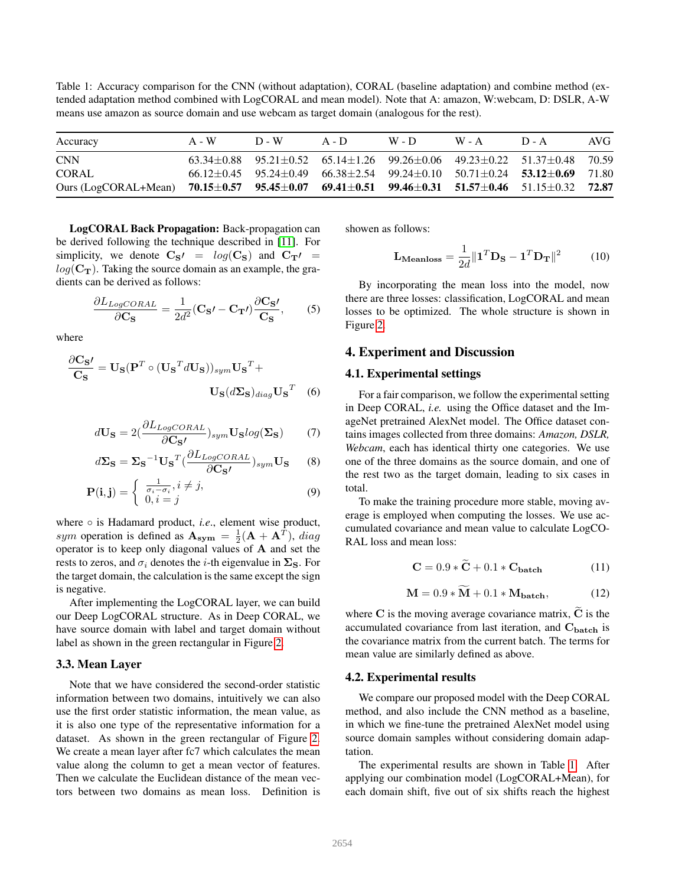Table 1: Accuracy comparison for the CNN (without adaptation), CORAL (baseline adaptation) and combine method (extended adaptation method combined with LogCORAL and mean model). Note that A: amazon, W:webcam, D: DSLR, A-W means use amazon as source domain and use webcam as target domain (analogous for the rest).

| Accuracy | A - W | D - W | A - D | W - D | W - A | D - A | AVG |
|---|---|---|---|---|---|---|---|
| CNN | 63.34±0.88 | 95.21±0.52 | 65.14±1.26 | 99.26±0.06 | 49.23±0.22 | 51.37±0.48 | 70.59 |
| CORAL | 66.12±0.45 | 95.24±0.49 | 66.38±2.54 | 99.24±0.10 | 50.71±0.24 | **53.12±0.69** | 71.80 |
| Ours (LogCORAL+Mean) | **70.15±0.57** | **95.45±0.07** | **69.41±0.51** | **99.46±0.31** | **51.57±0.46** | 51.15±0.32 | **72.87** |

**LogCORAL Back Propagation:** Back-propagation can be derived following the technique described in [11]. For simplicity, we denote $\mathbf{C_{S'}} = log(\mathbf{C_S})$ and $\mathbf{C_{T'}} = log(\mathbf{C_T})$. Taking the source domain as an example, the gradients can be derived as follows:

$$\frac{\partial L_{LogCORAL}}{\partial \mathbf{C_S}} = \frac{1}{2d^2}(\mathbf{C_{S'}} - \mathbf{C_{T'}})\frac{\partial \mathbf{C_{S'}}}{\mathbf{C_S}}, \quad (5)$$

where

$$\frac{\partial \mathbf{C_{S'}}}{\mathbf{C_S}} = \mathbf{U_S}(\mathbf{P}^T \circ (\mathbf{U_S}^T d\mathbf{U_S}))_{sym}\mathbf{U_S}^T + \mathbf{U_S}(d\mathbf{\Sigma_S})_{diag}\mathbf{U_S}^T \quad (6)$$

$$d\mathbf{U_S} = 2(\frac{\partial L_{LogCORAL}}{\partial \mathbf{C_{S'}}})_{sym}\mathbf{U_S}log(\mathbf{\Sigma_S}) \quad (7)$$

$$d\mathbf{\Sigma_S} = \mathbf{\Sigma_S}^{-1}\mathbf{U_S}^T(\frac{\partial L_{LogCORAL}}{\partial \mathbf{C_{S'}}})_{sym}\mathbf{U_S} \quad (8)$$

$$\mathbf{P(i,j)} = \begin{cases} \frac{1}{\sigma_i - \sigma_i}, i \neq j, \\ 0, i = j \end{cases} \quad (9)$$

where $\circ$ is Hadamard product, *i.e.*, element wise product, $sym$ operation is defined as $\mathbf{A_{sym}} = \frac{1}{2}(\mathbf{A} + \mathbf{A}^T)$, $diag$ operator is to keep only diagonal values of $\mathbf{A}$ and set the rests to zeros, and $\sigma_i$ denotes the $i$-th eigenvalue in $\mathbf{\Sigma_S}$. For the target domain, the calculation is the same except the sign is negative.

After implementing the LogCORAL layer, we can build our Deep LogCORAL structure. As in Deep CORAL, we have source domain with label and target domain without label as shown in the green rectangular in Figure 2.

### 3.3. Mean Layer

Note that we have considered the second-order statistic information between two domains, intuitively we can also use the first order statistic information, the mean value, as it is also one type of the representative information for a dataset. As shown in the green rectangular of Figure 2. We create a mean layer after fc7 which calculates the mean value along the column to get a mean vector of features. Then we calculate the Euclidean distance of the mean vectors between two domains as mean loss. Definition is showen as follows:

$$\mathbf{L_{Meanloss}} = \frac{1}{2d}\|\mathbf{1}^T\mathbf{D_S} - \mathbf{1}^T\mathbf{D_T}\|^2 \quad (10)$$

By incorporating the mean loss into the model, now there are three losses: classification, LogCORAL and mean losses to be optimized. The whole structure is shown in Figure 2.

## 4. Experiment and Discussion

### 4.1. Experimental settings

For a fair comparison, we follow the experimental setting in Deep CORAL, *i.e.* using the Office dataset and the ImageNet pretrained AlexNet model. The Office dataset contains images collected from three domains: *Amazon, DSLR, Webcam*, each has identical thirty one categories. We use one of the three domains as the source domain, and one of the rest two as the target domain, leading to six cases in total.

To make the training procedure more stable, moving average is employed when computing the losses. We use accumulated covariance and mean value to calculate LogCORAL loss and mean loss:

$$\mathbf{C} = 0.9 * \widetilde{\mathbf{C}} + 0.1 * \mathbf{C_{batch}} \quad (11)$$

$$\mathbf{M} = 0.9 * \widetilde{\mathbf{M}} + 0.1 * \mathbf{M_{batch}}, \quad (12)$$

where $\mathbf{C}$ is the moving average covariance matrix, $\widetilde{\mathbf{C}}$ is the accumulated covariance from last iteration, and $\mathbf{C_{batch}}$ is the covariance matrix from the current batch. The terms for mean value are similarly defined as above.

### 4.2. Experimental results

We compare our proposed model with the Deep CORAL method, and also include the CNN method as a baseline, in which we fine-tune the pretrained AlexNet model using source domain samples without considering domain adaptation.

The experimental results are shown in Table 1. After applying our combination model (LogCORAL+Mean), for each domain shift, five out of six shifts reach the highest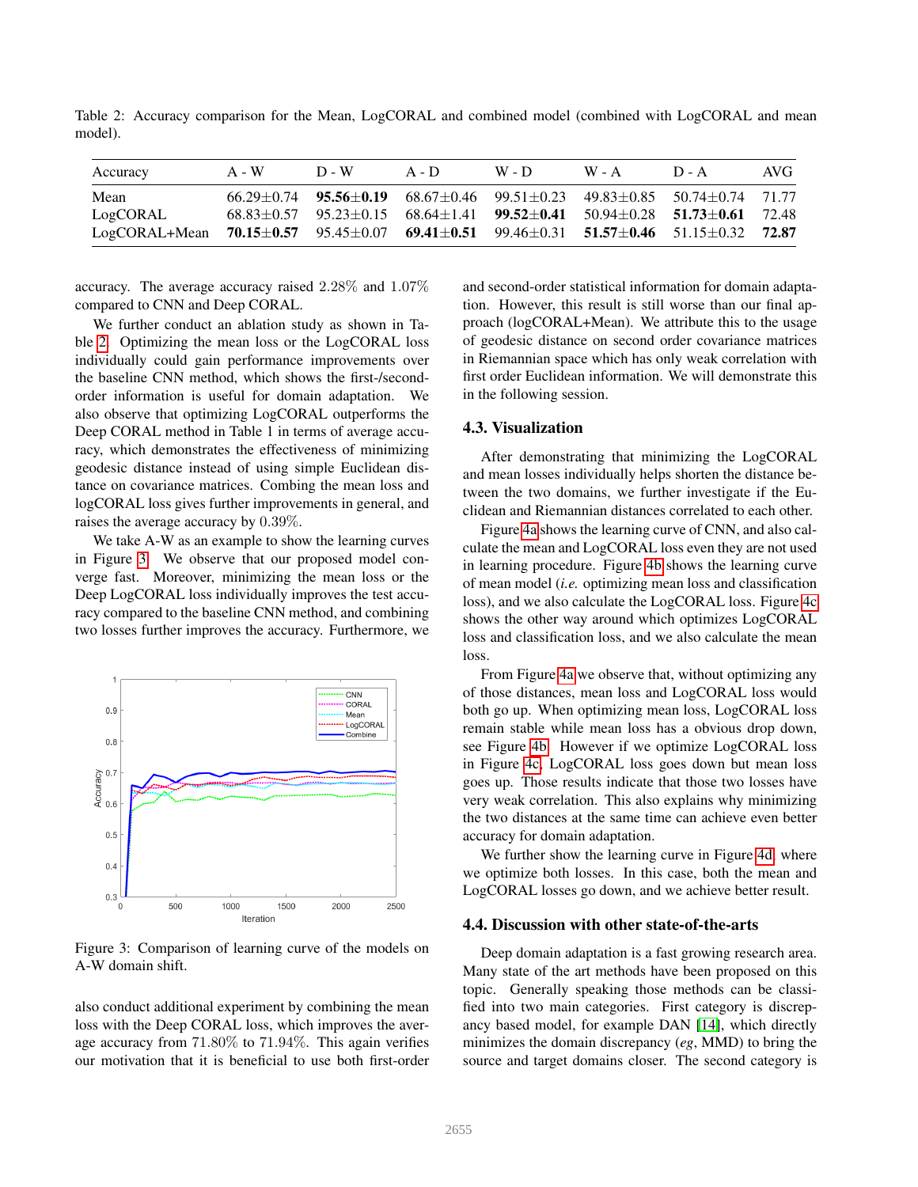Table 2: Accuracy comparison for the Mean, LogCORAL and combined model (combined with LogCORAL and mean model).

| Accuracy | A - W | D - W | A - D | W - D | W - A | D - A | AVG |
|---|---|---|---|---|---|---|---|
| Mean | 66.29±0.74 | **95.56±0.19** | 68.67±0.46 | 99.51±0.23 | 49.83±0.85 | 50.74±0.74 | 71.77 |
| LogCORAL | 68.83±0.57 | 95.23±0.15 | 68.64±1.41 | **99.52±0.41** | 50.94±0.28 | **51.73±0.61** | 72.48 |
| LogCORAL+Mean | **70.15±0.57** | 95.45±0.07 | **69.41±0.51** | 99.46±0.31 | **51.57±0.46** | 51.15±0.32 | **72.87** |

accuracy. The average accuracy raised 2.28% and 1.07% compared to CNN and Deep CORAL.

We further conduct an ablation study as shown in Table 2. Optimizing the mean loss or the LogCORAL loss individually could gain performance improvements over the baseline CNN method, which shows the first-/second-order information is useful for domain adaptation. We also observe that optimizing LogCORAL outperforms the Deep CORAL method in Table 1 in terms of average accuracy, which demonstrates the effectiveness of minimizing geodesic distance instead of using simple Euclidean distance on covariance matrices. Combing the mean loss and logCORAL loss gives further improvements in general, and raises the average accuracy by 0.39%.

We take A-W as an example to show the learning curves in Figure 3. We observe that our proposed model converge fast. Moreover, minimizing the mean loss or the Deep LogCORAL loss individually improves the test accuracy compared to the baseline CNN method, and combining two losses further improves the accuracy. Furthermore, we also conduct additional experiment by combining the mean loss with the Deep CORAL loss, which improves the average accuracy from 71.80% to 71.94%. This again verifies our motivation that it is beneficial to use both first-order and second-order statistical information for domain adaptation. However, this result is still worse than our final approach (logCORAL+Mean). We attribute this to the usage of geodesic distance on second order covariance matrices in Riemannian space which has only weak correlation with first order Euclidean information. We will demonstrate this in the following session.

Figure 3: Comparison of learning curve of the models on A-W domain shift.

### 4.3. Visualization

After demonstrating that minimizing the LogCORAL and mean losses individually helps shorten the distance between the two domains, we further investigate if the Euclidean and Riemannian distances correlated to each other.

Figure 4a shows the learning curve of CNN, and also calculate the mean and LogCORAL loss even they are not used in learning procedure. Figure 4b shows the learning curve of mean model (*i.e.* optimizing mean loss and classification loss), and we also calculate the LogCORAL loss. Figure 4c shows the other way around which optimizes LogCORAL loss and classification loss, and we also calculate the mean loss.

From Figure 4a we observe that, without optimizing any of those distances, mean loss and LogCORAL loss would both go up. When optimizing mean loss, LogCORAL loss remain stable while mean loss has a obvious drop down, see Figure 4b. However if we optimize LogCORAL loss in Figure 4c, LogCORAL loss goes down but mean loss goes up. Those results indicate that those two losses have very weak correlation. This also explains why minimizing the two distances at the same time can achieve even better accuracy for domain adaptation.

We further show the learning curve in Figure 4d, where we optimize both losses. In this case, both the mean and LogCORAL losses go down, and we achieve better result.

### 4.4. Discussion with other state-of-the-arts

Deep domain adaptation is a fast growing research area. Many state of the art methods have been proposed on this topic. Generally speaking those methods can be classified into two main categories. First category is discrepancy based model, for example DAN [14], which directly minimizes the domain discrepancy (*eg*, MMD) to bring the source and target domains closer. The second category is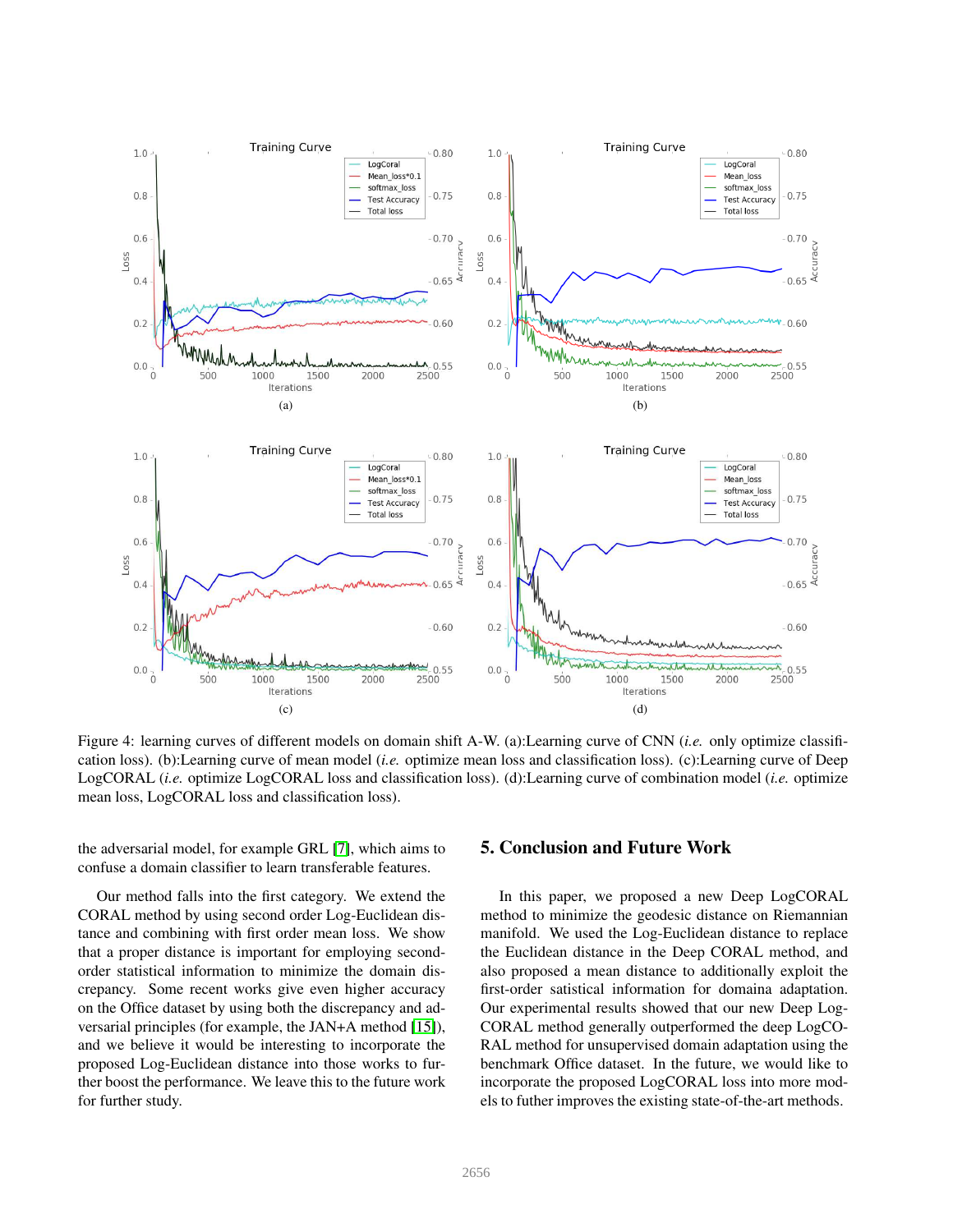Figure 4: learning curves of different models on domain shift A-W. (a):Learning curve of CNN (*i.e.* only optimize classification loss). (b):Learning curve of mean model (*i.e.* optimize mean loss and classification loss). (c):Learning curve of Deep LogCORAL (*i.e.* optimize LogCORAL loss and classification loss). (d):Learning curve of combination model (*i.e.* optimize mean loss, LogCORAL loss and classification loss).

the adversarial model, for example GRL [7], which aims to confuse a domain classifier to learn transferable features.

Our method falls into the first category. We extend the CORAL method by using second order Log-Euclidean distance and combining with first order mean loss. We show that a proper distance is important for employing second-order statistical information to minimize the domain discrepancy. Some recent works give even higher accuracy on the Office dataset by using both the discrepancy and adversarial principles (for example, the JAN+A method [15]), and we believe it would be interesting to incorporate the proposed Log-Euclidean distance into those works to further boost the performance. We leave this to the future work for further study.

## 5. Conclusion and Future Work

In this paper, we proposed a new Deep LogCORAL method to minimize the geodesic distance on Riemannian manifold. We used the Log-Euclidean distance to replace the Euclidean distance in the Deep CORAL method, and also proposed a mean distance to additionally exploit the first-order satistical information for domaina adaptation. Our experimental results showed that our new Deep LogCORAL method generally outperformed the deep LogCORAL method for unsupervised domain adaptation using the benchmark Office dataset. In the future, we would like to incorporate the proposed LogCORAL loss into more models to futher improves the existing state-of-the-art methods.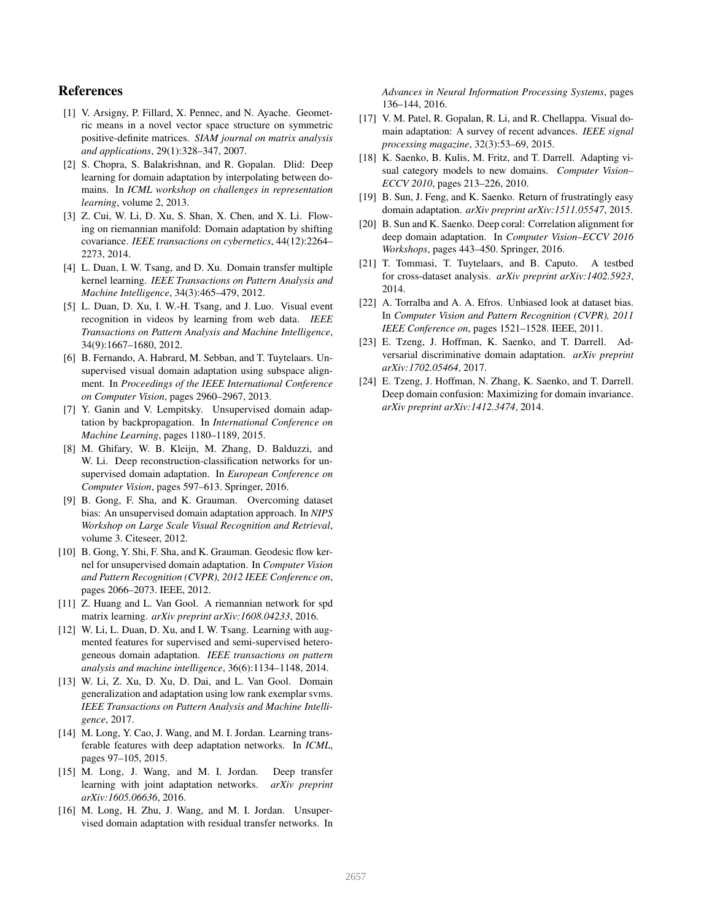## References

[1] V. Arsigny, P. Fillard, X. Pennec, and N. Ayache. Geometric means in a novel vector space structure on symmetric positive-definite matrices. *SIAM journal on matrix analysis and applications*, 29(1):328–347, 2007.

[2] S. Chopra, S. Balakrishnan, and R. Gopalan. Dlid: Deep learning for domain adaptation by interpolating between domains. In *ICML workshop on challenges in representation learning*, volume 2, 2013.

[3] Z. Cui, W. Li, D. Xu, S. Shan, X. Chen, and X. Li. Flowing on riemannian manifold: Domain adaptation by shifting covariance. *IEEE transactions on cybernetics*, 44(12):2264–2273, 2014.

[4] L. Duan, I. W. Tsang, and D. Xu. Domain transfer multiple kernel learning. *IEEE Transactions on Pattern Analysis and Machine Intelligence*, 34(3):465–479, 2012.

[5] L. Duan, D. Xu, I. W.-H. Tsang, and J. Luo. Visual event recognition in videos by learning from web data. *IEEE Transactions on Pattern Analysis and Machine Intelligence*, 34(9):1667–1680, 2012.

[6] B. Fernando, A. Habrard, M. Sebban, and T. Tuytelaars. Unsupervised visual domain adaptation using subspace alignment. In *Proceedings of the IEEE International Conference on Computer Vision*, pages 2960–2967, 2013.

[7] Y. Ganin and V. Lempitsky. Unsupervised domain adaptation by backpropagation. In *International Conference on Machine Learning*, pages 1180–1189, 2015.

[8] M. Ghifary, W. B. Kleijn, M. Zhang, D. Balduzzi, and W. Li. Deep reconstruction-classification networks for unsupervised domain adaptation. In *European Conference on Computer Vision*, pages 597–613. Springer, 2016.

[9] B. Gong, F. Sha, and K. Grauman. Overcoming dataset bias: An unsupervised domain adaptation approach. In *NIPS Workshop on Large Scale Visual Recognition and Retrieval*, volume 3. Citeseer, 2012.

[10] B. Gong, Y. Shi, F. Sha, and K. Grauman. Geodesic flow kernel for unsupervised domain adaptation. In *Computer Vision and Pattern Recognition (CVPR), 2012 IEEE Conference on*, pages 2066–2073. IEEE, 2012.

[11] Z. Huang and L. Van Gool. A riemannian network for spd matrix learning. *arXiv preprint arXiv:1608.04233*, 2016.

[12] W. Li, L. Duan, D. Xu, and I. W. Tsang. Learning with augmented features for supervised and semi-supervised heterogeneous domain adaptation. *IEEE transactions on pattern analysis and machine intelligence*, 36(6):1134–1148, 2014.

[13] W. Li, Z. Xu, D. Xu, D. Dai, and L. Van Gool. Domain generalization and adaptation using low rank exemplar svms. *IEEE Transactions on Pattern Analysis and Machine Intelligence*, 2017.

[14] M. Long, Y. Cao, J. Wang, and M. I. Jordan. Learning transferable features with deep adaptation networks. In *ICML*, pages 97–105, 2015.

[15] M. Long, J. Wang, and M. I. Jordan. Deep transfer learning with joint adaptation networks. *arXiv preprint arXiv:1605.06636*, 2016.

[16] M. Long, H. Zhu, J. Wang, and M. I. Jordan. Unsupervised domain adaptation with residual transfer networks. In *Advances in Neural Information Processing Systems*, pages 136–144, 2016.

[17] V. M. Patel, R. Gopalan, R. Li, and R. Chellappa. Visual domain adaptation: A survey of recent advances. *IEEE signal processing magazine*, 32(3):53–69, 2015.

[18] K. Saenko, B. Kulis, M. Fritz, and T. Darrell. Adapting visual category models to new domains. *Computer Vision–ECCV 2010*, pages 213–226, 2010.

[19] B. Sun, J. Feng, and K. Saenko. Return of frustratingly easy domain adaptation. *arXiv preprint arXiv:1511.05547*, 2015.

[20] B. Sun and K. Saenko. Deep coral: Correlation alignment for deep domain adaptation. In *Computer Vision–ECCV 2016 Workshops*, pages 443–450. Springer, 2016.

[21] T. Tommasi, T. Tuytelaars, and B. Caputo. A testbed for cross-dataset analysis. *arXiv preprint arXiv:1402.5923*, 2014.

[22] A. Torralba and A. A. Efros. Unbiased look at dataset bias. In *Computer Vision and Pattern Recognition (CVPR), 2011 IEEE Conference on*, pages 1521–1528. IEEE, 2011.

[23] E. Tzeng, J. Hoffman, K. Saenko, and T. Darrell. Adversarial discriminative domain adaptation. *arXiv preprint arXiv:1702.05464*, 2017.

[24] E. Tzeng, J. Hoffman, N. Zhang, K. Saenko, and T. Darrell. Deep domain confusion: Maximizing for domain invariance. *arXiv preprint arXiv:1412.3474*, 2014.